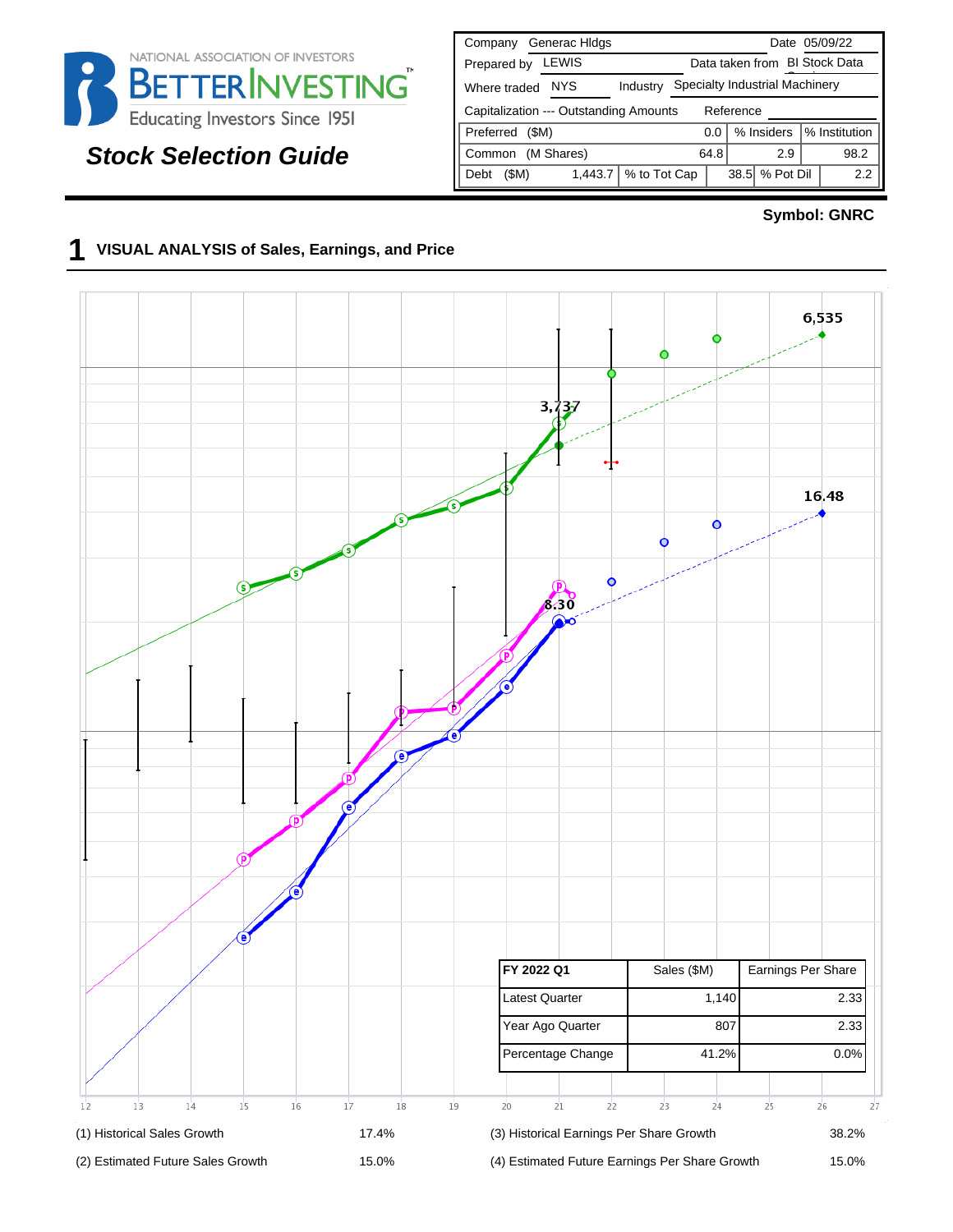NATIONAL ASSOCIATION OF INVESTORS
BETTERINVESTING™
Educating Investors Since 1951

## Stock Selection Guide

| Company | Generac Hldgs | | | Date | 05/09/22 |
|---|---|---|---|---|---|
| Prepared by | LEWIS | | Data taken from | BI Stock Data | |
| Where traded | NYS | Industry | Specialty Industrial Machinery | | |
| Capitalization --- Outstanding Amounts | | | Reference | | |
| Preferred ($M) | 0.0 | % Insiders | | % Institution | |
| Common (M Shares) | 64.8 | | 2.9 | | 98.2 |
| Debt ($M) | 1,443.7 | % to Tot Cap | 38.5 | % Pot Dil | 2.2 |

**Symbol: GNRC**

## 1 VISUAL ANALYSIS of Sales, Earnings, and Price

6,535

3,737

16.48

8.30

| FY 2022 Q1 | Sales ($M) | Earnings Per Share |
|---|---|---|
| Latest Quarter | 1,140 | 2.33 |
| Year Ago Quarter | 807 | 2.33 |
| Percentage Change | 41.2% | 0.0% |

12 13 14 15 16 17 18 19 20 21 22 23 24 25 26 27

| | | | |
|---|---|---|---|
| (1) Historical Sales Growth | 17.4% | (3) Historical Earnings Per Share Growth | 38.2% |
| (2) Estimated Future Sales Growth | 15.0% | (4) Estimated Future Earnings Per Share Growth | 15.0% |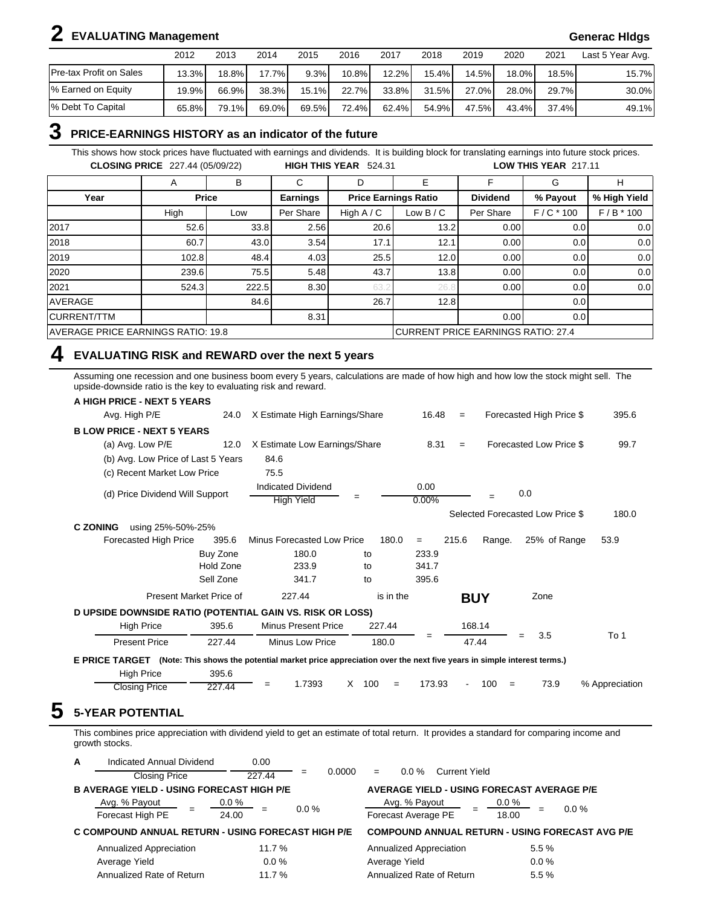## 2 EVALUATING Management

**Generac Hldgs**

| | 2012 | 2013 | 2014 | 2015 | 2016 | 2017 | 2018 | 2019 | 2020 | 2021 | Last 5 Year Avg. |
|---|---|---|---|---|---|---|---|---|---|---|---|
| Pre-tax Profit on Sales | 13.3% | 18.8% | 17.7% | 9.3% | 10.8% | 12.2% | 15.4% | 14.5% | 18.0% | 18.5% | 15.7% |
| % Earned on Equity | 19.9% | 66.9% | 38.3% | 15.1% | 22.7% | 33.8% | 31.5% | 27.0% | 28.0% | 29.7% | 30.0% |
| % Debt To Capital | 65.8% | 79.1% | 69.0% | 69.5% | 72.4% | 62.4% | 54.9% | 47.5% | 43.4% | 37.4% | 49.1% |

## 3 PRICE-EARNINGS HISTORY as an indicator of the future

This shows how stock prices have fluctuated with earnings and dividends. It is building block for translating earnings into future stock prices.

**CLOSING PRICE** 227.44 (05/09/22) **HIGH THIS YEAR** 524.31 **LOW THIS YEAR** 217.11

| | A | B | C | D | E | F | G | H |
|---|---|---|---|---|---|---|---|---|
| **Year** | **Price** | | **Earnings** | **Price Earnings Ratio** | | **Dividend** | **% Payout** | **% High Yield** |
| | High | Low | Per Share | High A / C | Low B / C | Per Share | F / C * 100 | F / B * 100 |
| 2017 | 52.6 | 33.8 | 2.56 | 20.6 | 13.2 | 0.00 | 0.0 | 0.0 |
| 2018 | 60.7 | 43.0 | 3.54 | 17.1 | 12.1 | 0.00 | 0.0 | 0.0 |
| 2019 | 102.8 | 48.4 | 4.03 | 25.5 | 12.0 | 0.00 | 0.0 | 0.0 |
| 2020 | 239.6 | 75.5 | 5.48 | 43.7 | 13.8 | 0.00 | 0.0 | 0.0 |
| 2021 | 524.3 | 222.5 | 8.30 | 63.2 | 26.8 | 0.00 | 0.0 | 0.0 |
| AVERAGE | | 84.6 | | 26.7 | 12.8 | | 0.0 | |
| CURRENT/TTM | | | 8.31 | | | 0.00 | 0.0 | |
| AVERAGE PRICE EARNINGS RATIO: 19.8 | | | | | CURRENT PRICE EARNINGS RATIO: 27.4 | | | |

## 4 EVALUATING RISK and REWARD over the next 5 years

Assuming one recession and one business boom every 5 years, calculations are made of how high and how low the stock might sell. The upside-downside ratio is the key to evaluating risk and reward.

**A HIGH PRICE - NEXT 5 YEARS**

Avg. High P/E 24.0 X Estimate High Earnings/Share 16.48 = Forecasted High Price $ 395.6

**B LOW PRICE - NEXT 5 YEARS**

(a) Avg. Low P/E 12.0 X Estimate Low Earnings/Share 8.31 = Forecasted Low Price $ 99.7

(b) Avg. Low Price of Last 5 Years 84.6

(c) Recent Market Low Price 75.5

(d) Price Dividend Will Support: Indicated Dividend / High Yield = 0.00 / 0.00% = 0.0

Selected Forecasted Low Price $ 180.0

**C ZONING** using 25%-50%-25%

Forecasted High Price 395.6 Minus Forecasted Low Price 180.0 = 215.6 Range. 25% of Range 53.9

| | | | |
|---|---|---|---|
| Buy Zone | 180.0 | to | 233.9 |
| Hold Zone | 233.9 | to | 341.7 |
| Sell Zone | 341.7 | to | 395.6 |

Present Market Price of 227.44 is in the **BUY** Zone

**D UPSIDE DOWNSIDE RATIO (POTENTIAL GAIN VS. RISK OR LOSS)**

High Price 395.6 Minus Present Price 227.44 / Present Price 227.44 Minus Low Price 180.0 = 168.14 / 47.44 = 3.5 To 1

**E PRICE TARGET** **(Note: This shows the potential market price appreciation over the next five years in simple interest terms.)**

High Price 395.6 / Closing Price 227.44 = 1.7393 X 100 = 173.93 - 100 = 73.9 % Appreciation

## 5 5-YEAR POTENTIAL

This combines price appreciation with dividend yield to get an estimate of total return. It provides a standard for comparing income and growth stocks.

**A** Indicated Annual Dividend 0.00 / Closing Price 227.44 = 0.0000 = 0.0 % Current Yield

**B AVERAGE YIELD - USING FORECAST HIGH P/E**

Avg. % Payout / Forecast High PE = 0.0 % / 24.00 = 0.0 %

**AVERAGE YIELD - USING FORECAST AVERAGE P/E**

Avg. % Payout / Forecast Average PE = 0.0 % / 18.00 = 0.0 %

**C COMPOUND ANNUAL RETURN - USING FORECAST HIGH P/E**

| | |
|---|---|
| Annualized Appreciation | 11.7 % |
| Average Yield | 0.0 % |
| Annualized Rate of Return | 11.7 % |

**COMPOUND ANNUAL RETURN - USING FORECAST AVG P/E**

| | |
|---|---|
| Annualized Appreciation | 5.5 % |
| Average Yield | 0.0 % |
| Annualized Rate of Return | 5.5 % |